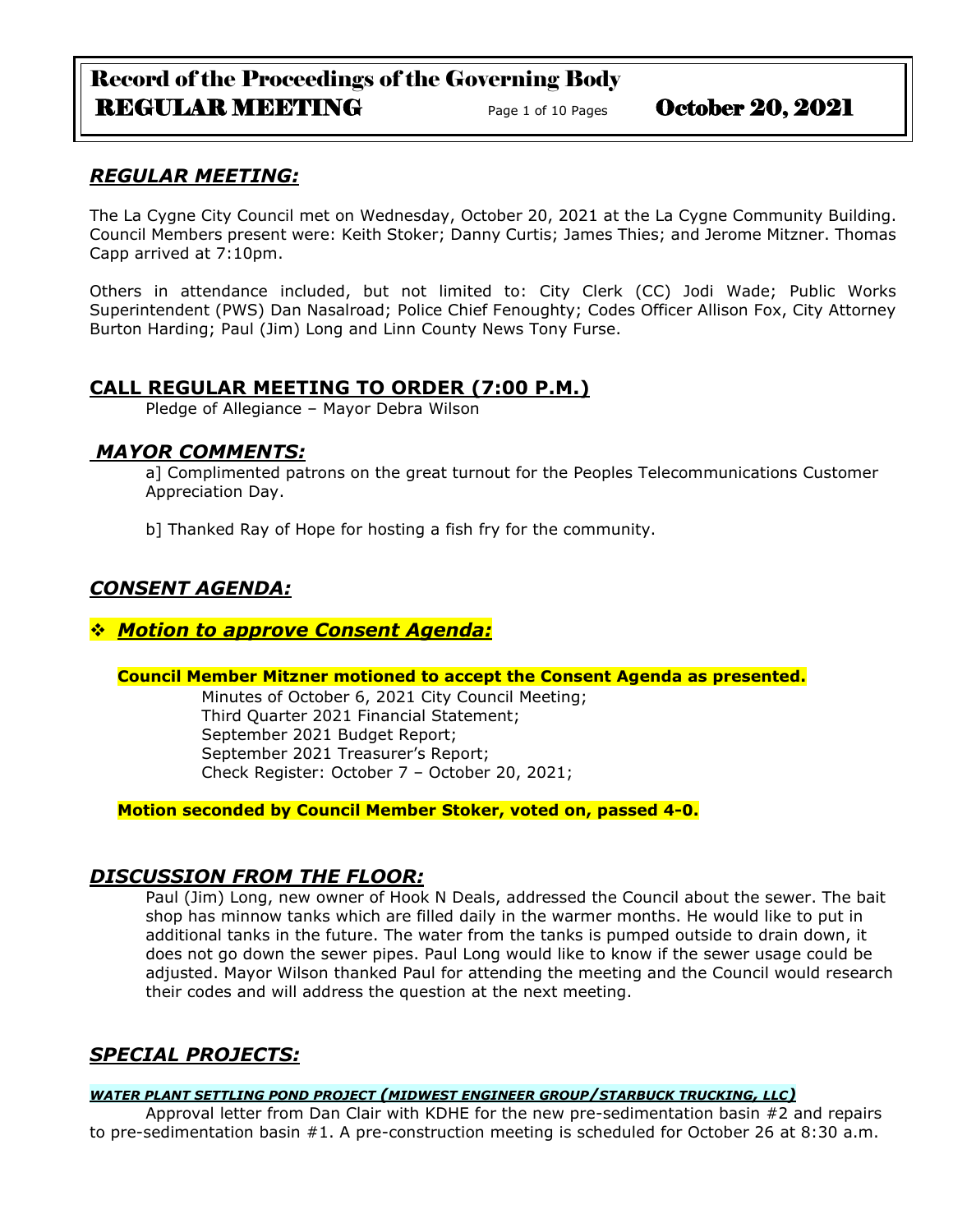## *REGULAR MEETING:*

The La Cygne City Council met on Wednesday, October 20, 2021 at the La Cygne Community Building. Council Members present were: Keith Stoker; Danny Curtis; James Thies; and Jerome Mitzner. Thomas Capp arrived at 7:10pm.

Others in attendance included, but not limited to: City Clerk (CC) Jodi Wade; Public Works Superintendent (PWS) Dan Nasalroad; Police Chief Fenoughty; Codes Officer Allison Fox, City Attorney Burton Harding; Paul (Jim) Long and Linn County News Tony Furse.

## CALL REGULAR MEETING TO ORDER (7:00 P.M.)

Pledge of Allegiance – Mayor Debra Wilson

## *MAYOR COMMENTS:*

a] Complimented patrons on the great turnout for the Peoples Telecommunications Customer Appreciation Day.

b] Thanked Ray of Hope for hosting a fish fry for the community.

## *CONSENT AGENDA:*

### ❖ *Motion to approve Consent Agenda:*

**Council Member Mitzner motioned to accept the Consent Agenda as presented.**

Minutes of October 6, 2021 City Council Meeting;
Third Quarter 2021 Financial Statement;
September 2021 Budget Report;
September 2021 Treasurer's Report;
Check Register: October 7 – October 20, 2021;

**Motion seconded by Council Member Stoker, voted on, passed 4-0.**

## *DISCUSSION FROM THE FLOOR:*

Paul (Jim) Long, new owner of Hook N Deals, addressed the Council about the sewer. The bait shop has minnow tanks which are filled daily in the warmer months. He would like to put in additional tanks in the future. The water from the tanks is pumped outside to drain down, it does not go down the sewer pipes. Paul Long would like to know if the sewer usage could be adjusted. Mayor Wilson thanked Paul for attending the meeting and the Council would research their codes and will address the question at the next meeting.

## *SPECIAL PROJECTS:*

***WATER PLANT SETTLING POND PROJECT (MIDWEST ENGINEER GROUP/STARBUCK TRUCKING, LLC)***

Approval letter from Dan Clair with KDHE for the new pre-sedimentation basin #2 and repairs to pre-sedimentation basin #1. A pre-construction meeting is scheduled for October 26 at 8:30 a.m.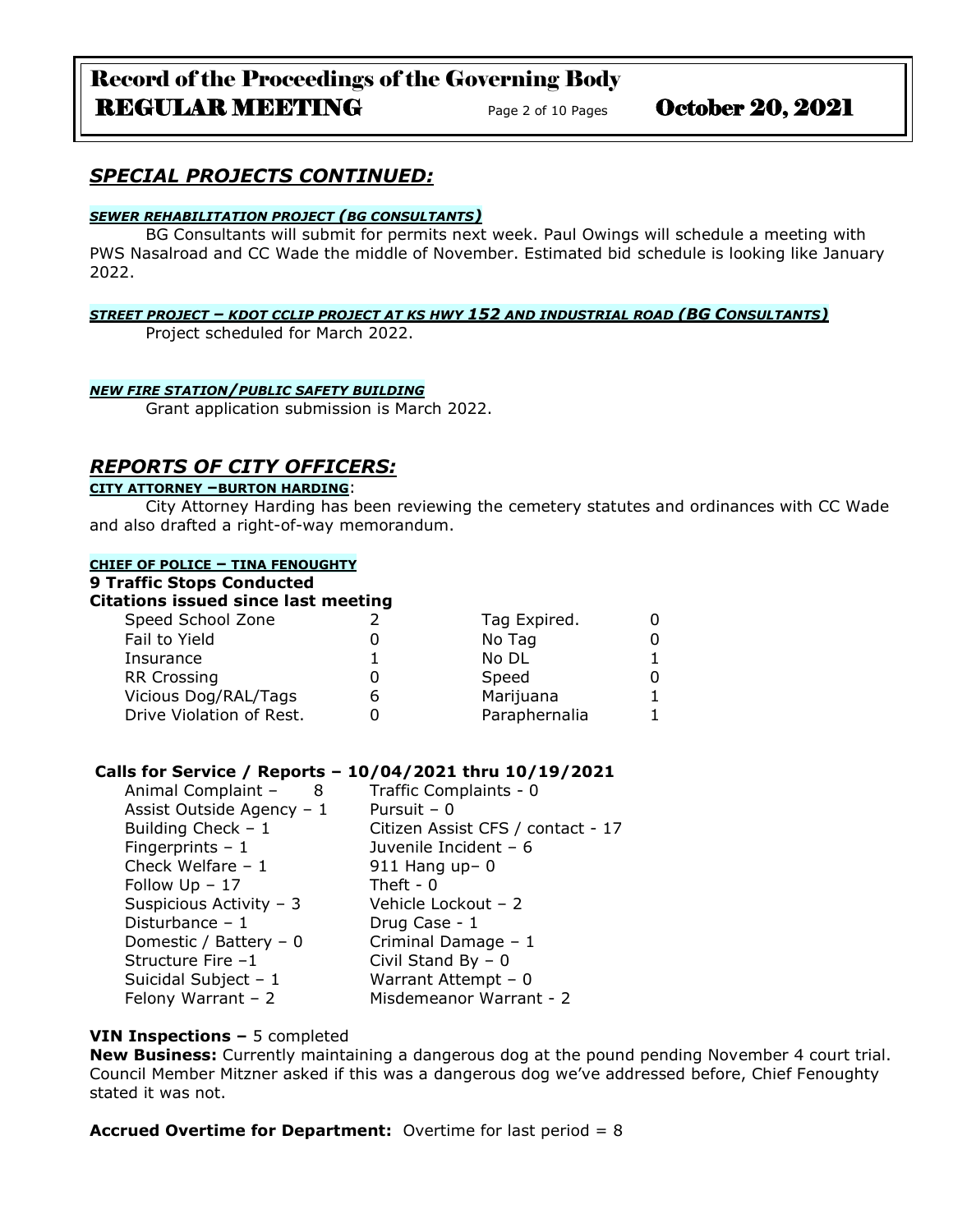## *SPECIAL PROJECTS CONTINUED:*

***SEWER REHABILITATION PROJECT (BG CONSULTANTS)***

BG Consultants will submit for permits next week. Paul Owings will schedule a meeting with PWS Nasalroad and CC Wade the middle of November. Estimated bid schedule is looking like January 2022.

***STREET PROJECT – KDOT CCLIP PROJECT AT KS HWY 152 AND INDUSTRIAL ROAD (BG CONSULTANTS)***

Project scheduled for March 2022.

***NEW FIRE STATION/PUBLIC SAFETY BUILDING***

Grant application submission is March 2022.

## *REPORTS OF CITY OFFICERS:*

**CITY ATTORNEY –BURTON HARDING**:

City Attorney Harding has been reviewing the cemetery statutes and ordinances with CC Wade and also drafted a right-of-way memorandum.

**CHIEF OF POLICE – TINA FENOUGHTY**

**9 Traffic Stops Conducted**

**Citations issued since last meeting**

| | | | |
|---|---|---|---|
| Speed School Zone | 2 | Tag Expired. | 0 |
| Fail to Yield | 0 | No Tag | 0 |
| Insurance | 1 | No DL | 1 |
| RR Crossing | 0 | Speed | 0 |
| Vicious Dog/RAL/Tags | 6 | Marijuana | 1 |
| Drive Violation of Rest. | 0 | Paraphernalia | 1 |

**Calls for Service / Reports – 10/04/2021 thru 10/19/2021**

| | |
|---|---|
| Animal Complaint – 8 | Traffic Complaints - 0 |
| Assist Outside Agency – 1 | Pursuit – 0 |
| Building Check – 1 | Citizen Assist CFS / contact - 17 |
| Fingerprints – 1 | Juvenile Incident – 6 |
| Check Welfare – 1 | 911 Hang up– 0 |
| Follow Up – 17 | Theft - 0 |
| Suspicious Activity – 3 | Vehicle Lockout – 2 |
| Disturbance – 1 | Drug Case - 1 |
| Domestic / Battery – 0 | Criminal Damage – 1 |
| Structure Fire –1 | Civil Stand By – 0 |
| Suicidal Subject – 1 | Warrant Attempt – 0 |
| Felony Warrant – 2 | Misdemeanor Warrant - 2 |

**VIN Inspections –** 5 completed

**New Business:** Currently maintaining a dangerous dog at the pound pending November 4 court trial. Council Member Mitzner asked if this was a dangerous dog we've addressed before, Chief Fenoughty stated it was not.

**Accrued Overtime for Department:** Overtime for last period = 8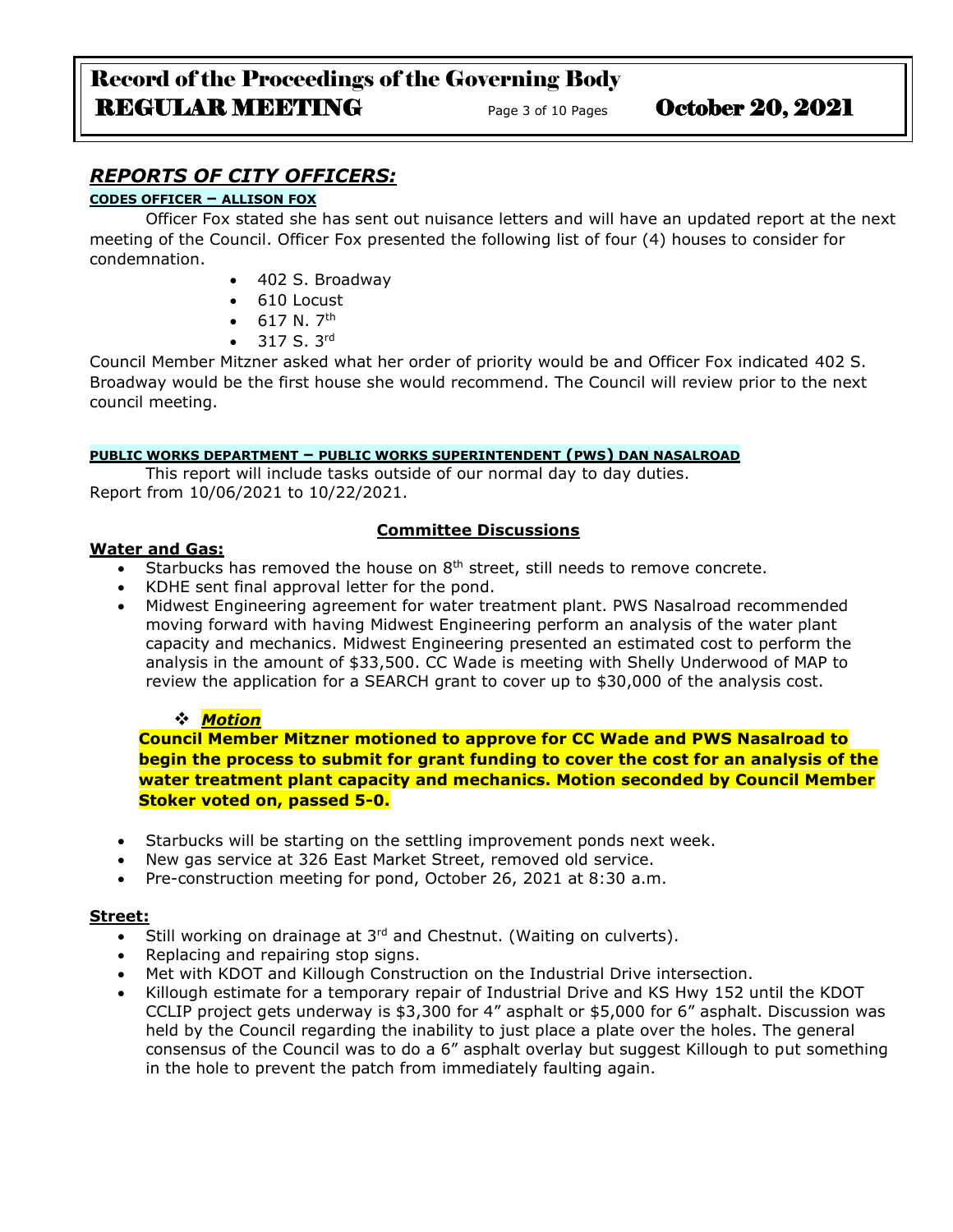## *REPORTS OF CITY OFFICERS:*

**CODES OFFICER – ALLISON FOX**

Officer Fox stated she has sent out nuisance letters and will have an updated report at the next meeting of the Council. Officer Fox presented the following list of four (4) houses to consider for condemnation.

- 402 S. Broadway
- 610 Locust
- 617 N. 7th
- 317 S. 3rd

Council Member Mitzner asked what her order of priority would be and Officer Fox indicated 402 S. Broadway would be the first house she would recommend. The Council will review prior to the next council meeting.

**PUBLIC WORKS DEPARTMENT – PUBLIC WORKS SUPERINTENDENT (PWS) DAN NASALROAD**

This report will include tasks outside of our normal day to day duties.
Report from 10/06/2021 to 10/22/2021.

**Committee Discussions**

**Water and Gas:**

- Starbucks has removed the house on 8th street, still needs to remove concrete.
- KDHE sent final approval letter for the pond.
- Midwest Engineering agreement for water treatment plant. PWS Nasalroad recommended moving forward with having Midwest Engineering perform an analysis of the water plant capacity and mechanics. Midwest Engineering presented an estimated cost to perform the analysis in the amount of $33,500. CC Wade is meeting with Shelly Underwood of MAP to review the application for a SEARCH grant to cover up to $30,000 of the analysis cost.

❖ ***Motion***

**Council Member Mitzner motioned to approve for CC Wade and PWS Nasalroad to begin the process to submit for grant funding to cover the cost for an analysis of the water treatment plant capacity and mechanics. Motion seconded by Council Member Stoker voted on, passed 5-0.**

- Starbucks will be starting on the settling improvement ponds next week.
- New gas service at 326 East Market Street, removed old service.
- Pre-construction meeting for pond, October 26, 2021 at 8:30 a.m.

**Street:**

- Still working on drainage at 3rd and Chestnut. (Waiting on culverts).
- Replacing and repairing stop signs.
- Met with KDOT and Killough Construction on the Industrial Drive intersection.
- Killough estimate for a temporary repair of Industrial Drive and KS Hwy 152 until the KDOT CCLIP project gets underway is $3,300 for 4" asphalt or $5,000 for 6" asphalt. Discussion was held by the Council regarding the inability to just place a plate over the holes. The general consensus of the Council was to do a 6" asphalt overlay but suggest Killough to put something in the hole to prevent the patch from immediately faulting again.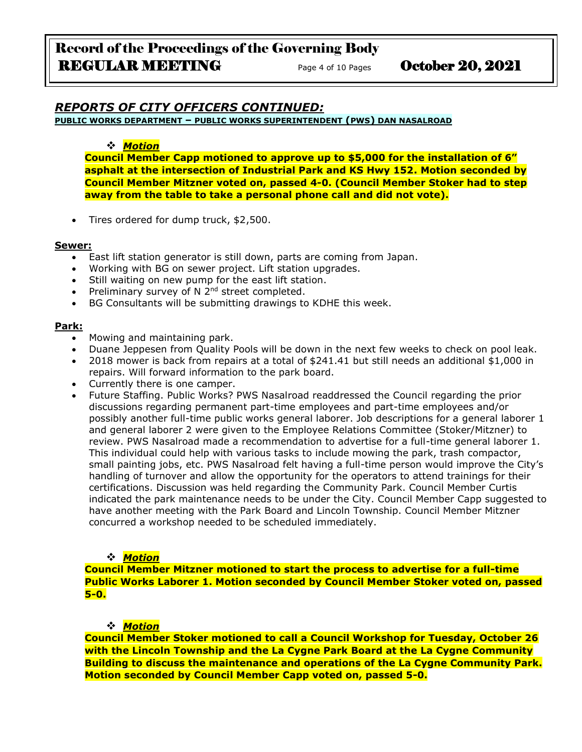## *REPORTS OF CITY OFFICERS CONTINUED:*

**PUBLIC WORKS DEPARTMENT – PUBLIC WORKS SUPERINTENDENT (PWS) DAN NASALROAD**

❖ ***Motion***

**Council Member Capp motioned to approve up to $5,000 for the installation of 6" asphalt at the intersection of Industrial Park and KS Hwy 152. Motion seconded by Council Member Mitzner voted on, passed 4-0. (Council Member Stoker had to step away from the table to take a personal phone call and did not vote).**

- Tires ordered for dump truck, $2,500.

**Sewer:**

- East lift station generator is still down, parts are coming from Japan.
- Working with BG on sewer project. Lift station upgrades.
- Still waiting on new pump for the east lift station.
- Preliminary survey of N 2nd street completed.
- BG Consultants will be submitting drawings to KDHE this week.

**Park:**

- Mowing and maintaining park.
- Duane Jeppesen from Quality Pools will be down in the next few weeks to check on pool leak.
- 2018 mower is back from repairs at a total of $241.41 but still needs an additional $1,000 in repairs. Will forward information to the park board.
- Currently there is one camper.
- Future Staffing. Public Works? PWS Nasalroad readdressed the Council regarding the prior discussions regarding permanent part-time employees and part-time employees and/or possibly another full-time public works general laborer. Job descriptions for a general laborer 1 and general laborer 2 were given to the Employee Relations Committee (Stoker/Mitzner) to review. PWS Nasalroad made a recommendation to advertise for a full-time general laborer 1. This individual could help with various tasks to include mowing the park, trash compactor, small painting jobs, etc. PWS Nasalroad felt having a full-time person would improve the City's handling of turnover and allow the opportunity for the operators to attend trainings for their certifications. Discussion was held regarding the Community Park. Council Member Curtis indicated the park maintenance needs to be under the City. Council Member Capp suggested to have another meeting with the Park Board and Lincoln Township. Council Member Mitzner concurred a workshop needed to be scheduled immediately.

❖ ***Motion***

**Council Member Mitzner motioned to start the process to advertise for a full-time Public Works Laborer 1. Motion seconded by Council Member Stoker voted on, passed 5-0.**

❖ ***Motion***

**Council Member Stoker motioned to call a Council Workshop for Tuesday, October 26 with the Lincoln Township and the La Cygne Park Board at the La Cygne Community Building to discuss the maintenance and operations of the La Cygne Community Park. Motion seconded by Council Member Capp voted on, passed 5-0.**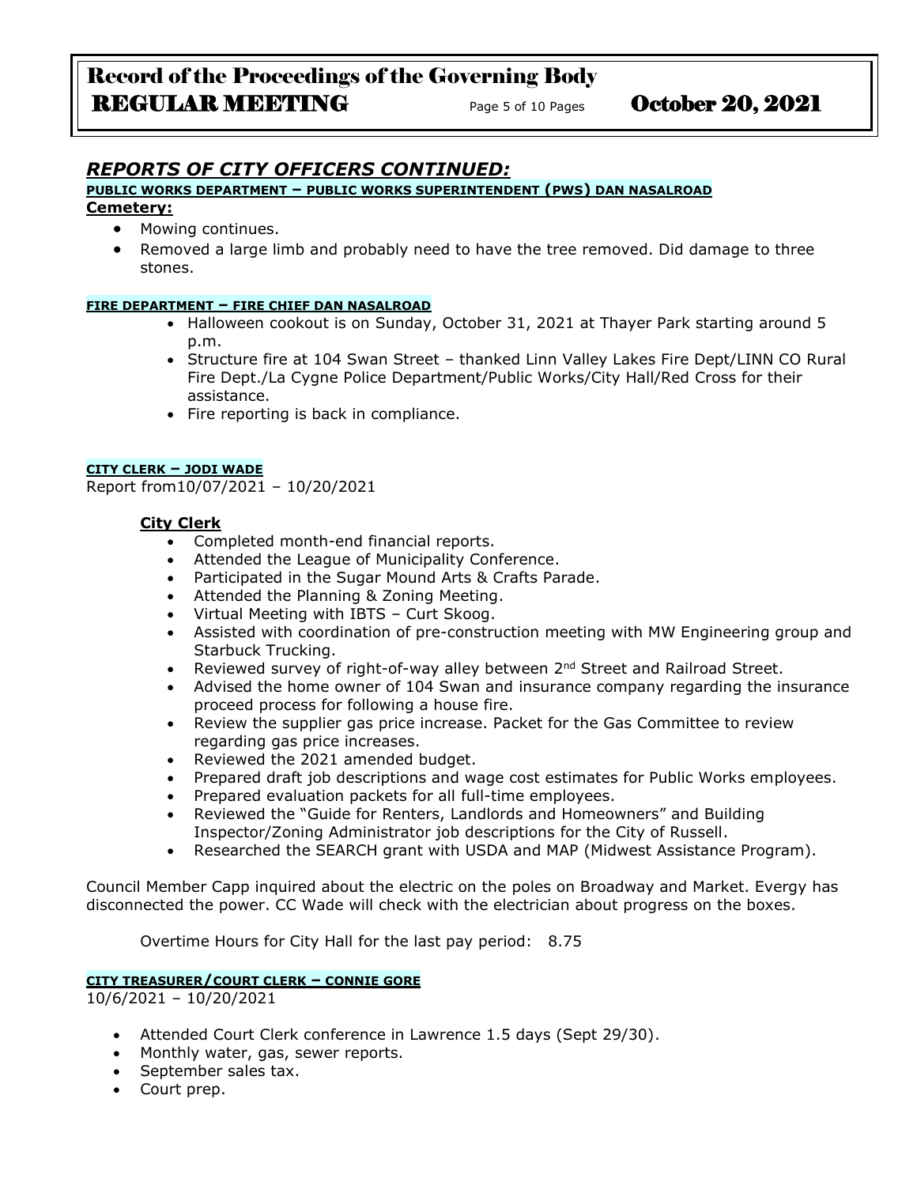## *REPORTS OF CITY OFFICERS CONTINUED:*

**PUBLIC WORKS DEPARTMENT – PUBLIC WORKS SUPERINTENDENT (PWS) DAN NASALROAD**

**Cemetery:**

- Mowing continues.
- Removed a large limb and probably need to have the tree removed. Did damage to three stones.

**FIRE DEPARTMENT – FIRE CHIEF DAN NASALROAD**

- Halloween cookout is on Sunday, October 31, 2021 at Thayer Park starting around 5 p.m.
- Structure fire at 104 Swan Street – thanked Linn Valley Lakes Fire Dept/LINN CO Rural Fire Dept./La Cygne Police Department/Public Works/City Hall/Red Cross for their assistance.
- Fire reporting is back in compliance.

**CITY CLERK – JODI WADE**

Report from10/07/2021 – 10/20/2021

**City Clerk**

- Completed month-end financial reports.
- Attended the League of Municipality Conference.
- Participated in the Sugar Mound Arts & Crafts Parade.
- Attended the Planning & Zoning Meeting.
- Virtual Meeting with IBTS – Curt Skoog.
- Assisted with coordination of pre-construction meeting with MW Engineering group and Starbuck Trucking.
- Reviewed survey of right-of-way alley between 2nd Street and Railroad Street.
- Advised the home owner of 104 Swan and insurance company regarding the insurance proceed process for following a house fire.
- Review the supplier gas price increase. Packet for the Gas Committee to review regarding gas price increases.
- Reviewed the 2021 amended budget.
- Prepared draft job descriptions and wage cost estimates for Public Works employees.
- Prepared evaluation packets for all full-time employees.
- Reviewed the "Guide for Renters, Landlords and Homeowners" and Building Inspector/Zoning Administrator job descriptions for the City of Russell.
- Researched the SEARCH grant with USDA and MAP (Midwest Assistance Program).

Council Member Capp inquired about the electric on the poles on Broadway and Market. Evergy has disconnected the power. CC Wade will check with the electrician about progress on the boxes.

Overtime Hours for City Hall for the last pay period: 8.75

**CITY TREASURER/COURT CLERK – CONNIE GORE**

10/6/2021 – 10/20/2021

- Attended Court Clerk conference in Lawrence 1.5 days (Sept 29/30).
- Monthly water, gas, sewer reports.
- September sales tax.
- Court prep.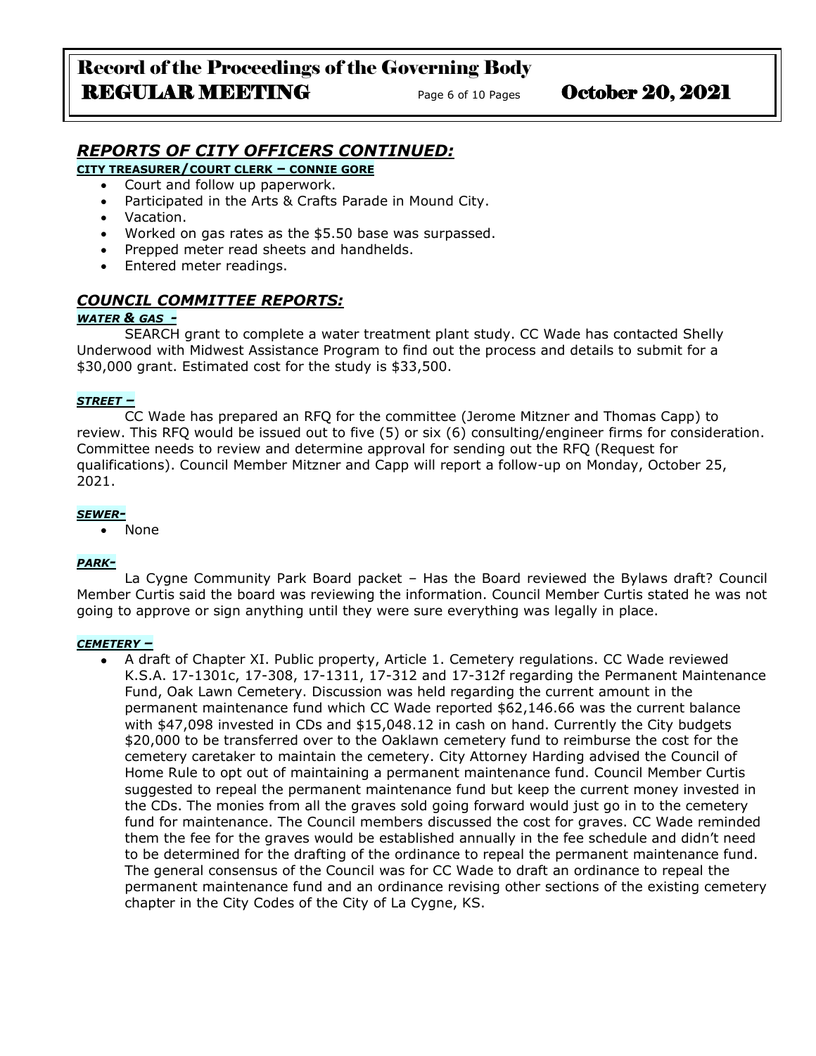## *REPORTS OF CITY OFFICERS CONTINUED:*

**CITY TREASURER/COURT CLERK – CONNIE GORE**

- Court and follow up paperwork.
- Participated in the Arts & Crafts Parade in Mound City.
- Vacation.
- Worked on gas rates as the $5.50 base was surpassed.
- Prepped meter read sheets and handhelds.
- Entered meter readings.

## *COUNCIL COMMITTEE REPORTS:*

***WATER & GAS -***

SEARCH grant to complete a water treatment plant study. CC Wade has contacted Shelly Underwood with Midwest Assistance Program to find out the process and details to submit for a $30,000 grant. Estimated cost for the study is $33,500.

***STREET –***

CC Wade has prepared an RFQ for the committee (Jerome Mitzner and Thomas Capp) to review. This RFQ would be issued out to five (5) or six (6) consulting/engineer firms for consideration. Committee needs to review and determine approval for sending out the RFQ (Request for qualifications). Council Member Mitzner and Capp will report a follow-up on Monday, October 25, 2021.

***SEWER-***

- None

***PARK-***

La Cygne Community Park Board packet – Has the Board reviewed the Bylaws draft? Council Member Curtis said the board was reviewing the information. Council Member Curtis stated he was not going to approve or sign anything until they were sure everything was legally in place.

***CEMETERY –***

- A draft of Chapter XI. Public property, Article 1. Cemetery regulations. CC Wade reviewed K.S.A. 17-1301c, 17-308, 17-1311, 17-312 and 17-312f regarding the Permanent Maintenance Fund, Oak Lawn Cemetery. Discussion was held regarding the current amount in the permanent maintenance fund which CC Wade reported $62,146.66 was the current balance with $47,098 invested in CDs and $15,048.12 in cash on hand. Currently the City budgets $20,000 to be transferred over to the Oaklawn cemetery fund to reimburse the cost for the cemetery caretaker to maintain the cemetery. City Attorney Harding advised the Council of Home Rule to opt out of maintaining a permanent maintenance fund. Council Member Curtis suggested to repeal the permanent maintenance fund but keep the current money invested in the CDs. The monies from all the graves sold going forward would just go in to the cemetery fund for maintenance. The Council members discussed the cost for graves. CC Wade reminded them the fee for the graves would be established annually in the fee schedule and didn't need to be determined for the drafting of the ordinance to repeal the permanent maintenance fund. The general consensus of the Council was for CC Wade to draft an ordinance to repeal the permanent maintenance fund and an ordinance revising other sections of the existing cemetery chapter in the City Codes of the City of La Cygne, KS.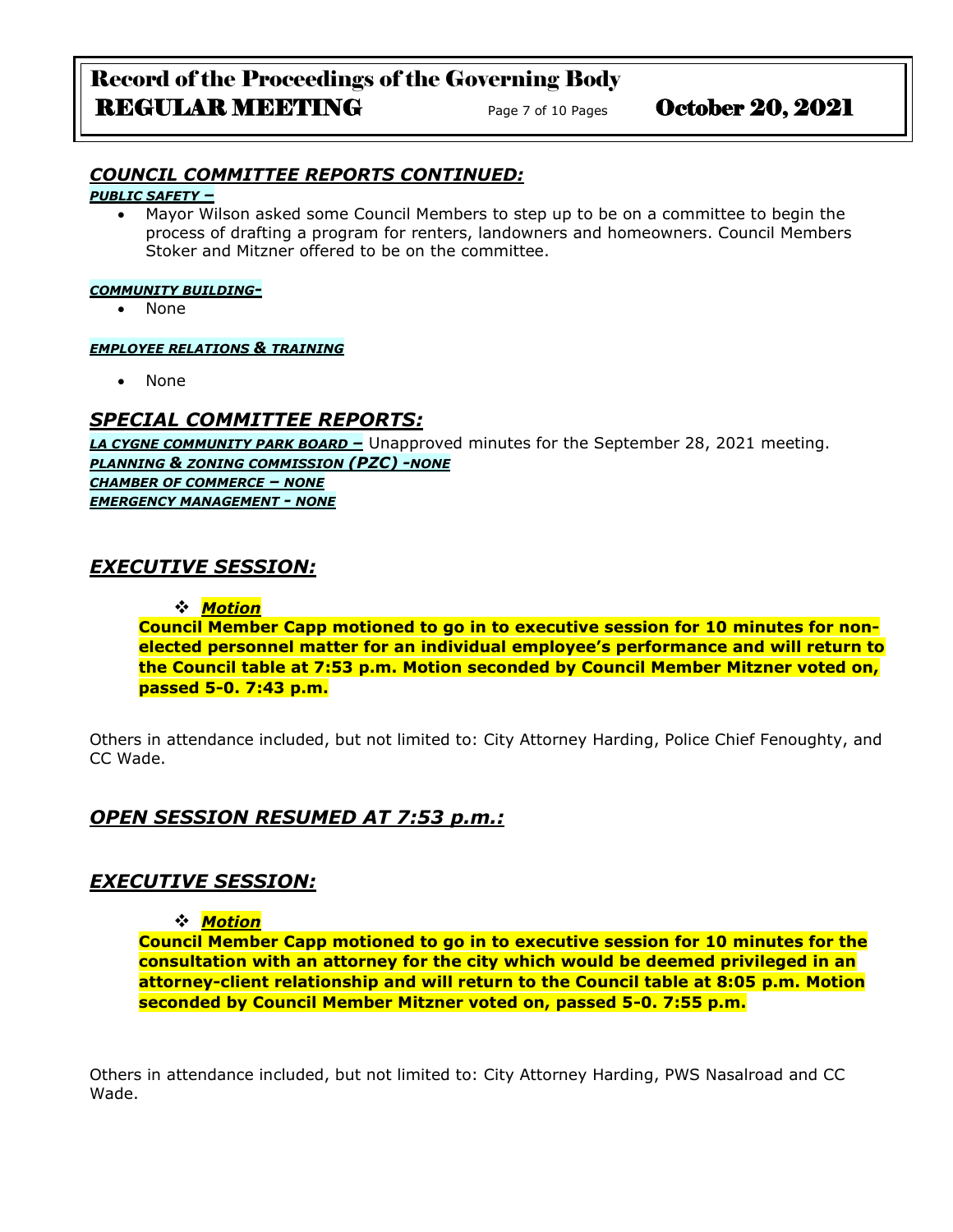## *COUNCIL COMMITTEE REPORTS CONTINUED:*

***PUBLIC SAFETY –***

- Mayor Wilson asked some Council Members to step up to be on a committee to begin the process of drafting a program for renters, landowners and homeowners. Council Members Stoker and Mitzner offered to be on the committee.

***COMMUNITY BUILDING-***

- None

***EMPLOYEE RELATIONS & TRAINING***

- None

## *SPECIAL COMMITTEE REPORTS:*

***LA CYGNE COMMUNITY PARK BOARD –*** Unapproved minutes for the September 28, 2021 meeting.
***PLANNING & ZONING COMMISSION (PZC) -NONE***
***CHAMBER OF COMMERCE – NONE***
***EMERGENCY MANAGEMENT - NONE***

## *EXECUTIVE SESSION:*

- ***Motion***

**Council Member Capp motioned to go in to executive session for 10 minutes for non-elected personnel matter for an individual employee's performance and will return to the Council table at 7:53 p.m. Motion seconded by Council Member Mitzner voted on, passed 5-0. 7:43 p.m.**

Others in attendance included, but not limited to: City Attorney Harding, Police Chief Fenoughty, and CC Wade.

## *OPEN SESSION RESUMED AT 7:53 p.m.:*

## *EXECUTIVE SESSION:*

- ***Motion***

**Council Member Capp motioned to go in to executive session for 10 minutes for the consultation with an attorney for the city which would be deemed privileged in an attorney-client relationship and will return to the Council table at 8:05 p.m. Motion seconded by Council Member Mitzner voted on, passed 5-0. 7:55 p.m.**

Others in attendance included, but not limited to: City Attorney Harding, PWS Nasalroad and CC Wade.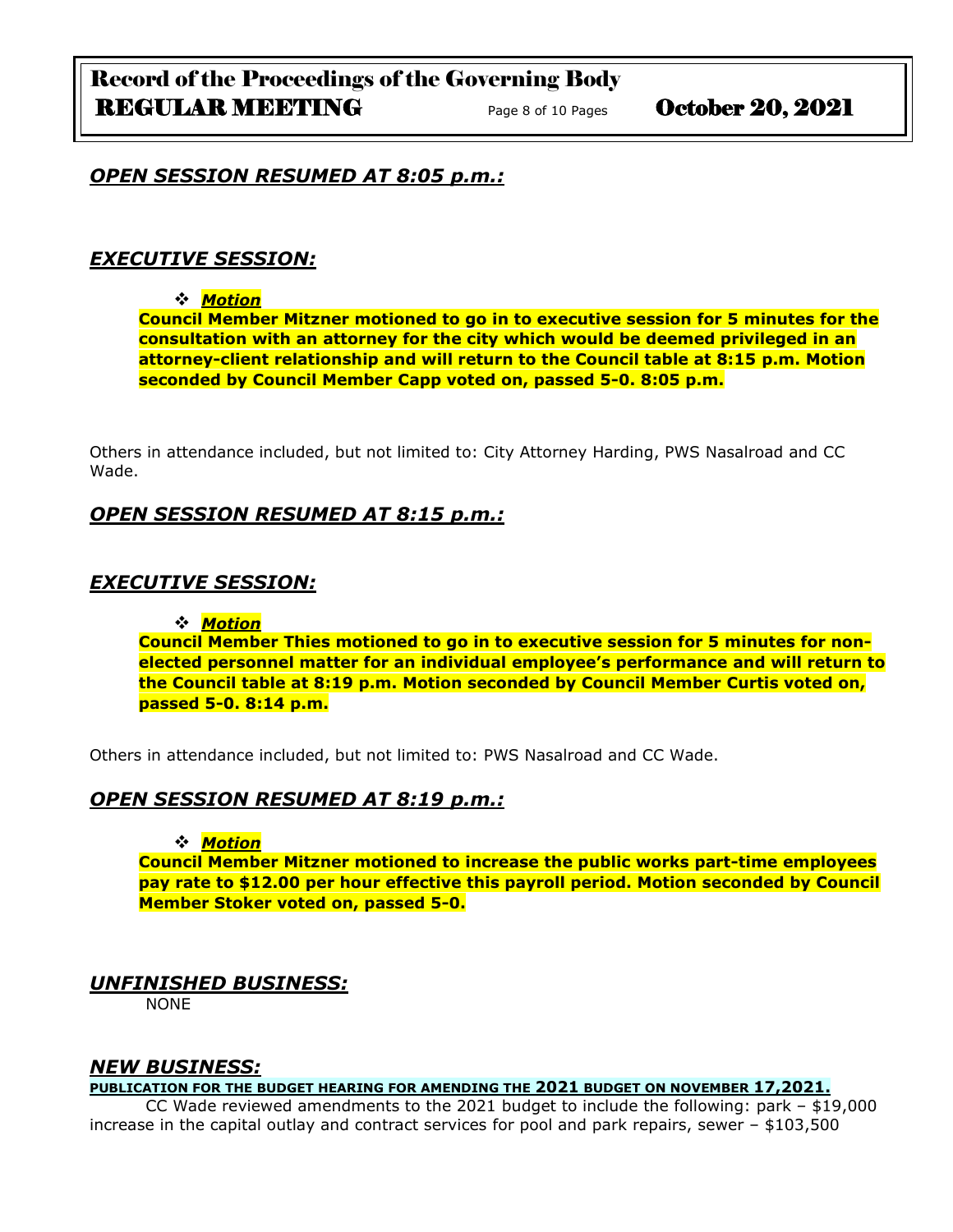## *OPEN SESSION RESUMED AT 8:05 p.m.:*

## *EXECUTIVE SESSION:*

- ***Motion***

**Council Member Mitzner motioned to go in to executive session for 5 minutes for the consultation with an attorney for the city which would be deemed privileged in an attorney-client relationship and will return to the Council table at 8:15 p.m. Motion seconded by Council Member Capp voted on, passed 5-0. 8:05 p.m.**

Others in attendance included, but not limited to: City Attorney Harding, PWS Nasalroad and CC Wade.

## *OPEN SESSION RESUMED AT 8:15 p.m.:*

## *EXECUTIVE SESSION:*

- ***Motion***

**Council Member Thies motioned to go in to executive session for 5 minutes for non-elected personnel matter for an individual employee's performance and will return to the Council table at 8:19 p.m. Motion seconded by Council Member Curtis voted on, passed 5-0. 8:14 p.m.**

Others in attendance included, but not limited to: PWS Nasalroad and CC Wade.

## *OPEN SESSION RESUMED AT 8:19 p.m.:*

- ***Motion***

**Council Member Mitzner motioned to increase the public works part-time employees pay rate to $12.00 per hour effective this payroll period. Motion seconded by Council Member Stoker voted on, passed 5-0.**

## *UNFINISHED BUSINESS:*

NONE

## *NEW BUSINESS:*

**PUBLICATION FOR THE BUDGET HEARING FOR AMENDING THE 2021 BUDGET ON NOVEMBER 17,2021.**

CC Wade reviewed amendments to the 2021 budget to include the following: park – $19,000 increase in the capital outlay and contract services for pool and park repairs, sewer – $103,500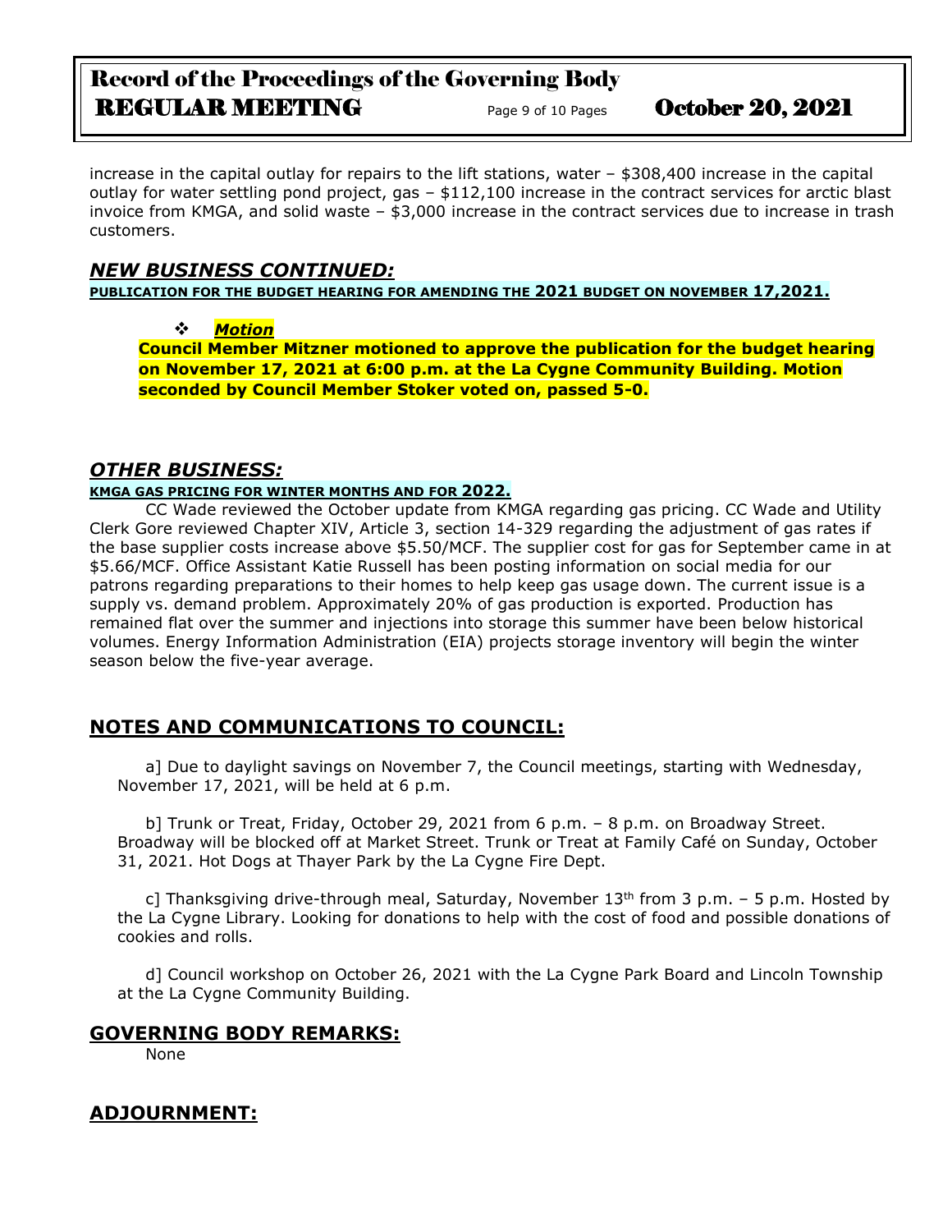increase in the capital outlay for repairs to the lift stations, water – $308,400 increase in the capital outlay for water settling pond project, gas – $112,100 increase in the contract services for arctic blast invoice from KMGA, and solid waste – $3,000 increase in the contract services due to increase in trash customers.

## *NEW BUSINESS CONTINUED:*

**PUBLICATION FOR THE BUDGET HEARING FOR AMENDING THE 2021 BUDGET ON NOVEMBER 17,2021.**

- ***Motion***

**Council Member Mitzner motioned to approve the publication for the budget hearing on November 17, 2021 at 6:00 p.m. at the La Cygne Community Building. Motion seconded by Council Member Stoker voted on, passed 5-0.**

## *OTHER BUSINESS:*

**KMGA GAS PRICING FOR WINTER MONTHS AND FOR 2022.**

CC Wade reviewed the October update from KMGA regarding gas pricing. CC Wade and Utility Clerk Gore reviewed Chapter XIV, Article 3, section 14-329 regarding the adjustment of gas rates if the base supplier costs increase above $5.50/MCF. The supplier cost for gas for September came in at $5.66/MCF. Office Assistant Katie Russell has been posting information on social media for our patrons regarding preparations to their homes to help keep gas usage down. The current issue is a supply vs. demand problem. Approximately 20% of gas production is exported. Production has remained flat over the summer and injections into storage this summer have been below historical volumes. Energy Information Administration (EIA) projects storage inventory will begin the winter season below the five-year average.

## NOTES AND COMMUNICATIONS TO COUNCIL:

a] Due to daylight savings on November 7, the Council meetings, starting with Wednesday, November 17, 2021, will be held at 6 p.m.

b] Trunk or Treat, Friday, October 29, 2021 from 6 p.m. – 8 p.m. on Broadway Street. Broadway will be blocked off at Market Street. Trunk or Treat at Family Café on Sunday, October 31, 2021. Hot Dogs at Thayer Park by the La Cygne Fire Dept.

c] Thanksgiving drive-through meal, Saturday, November 13th from 3 p.m. – 5 p.m. Hosted by the La Cygne Library. Looking for donations to help with the cost of food and possible donations of cookies and rolls.

d] Council workshop on October 26, 2021 with the La Cygne Park Board and Lincoln Township at the La Cygne Community Building.

## GOVERNING BODY REMARKS:

None

## ADJOURNMENT: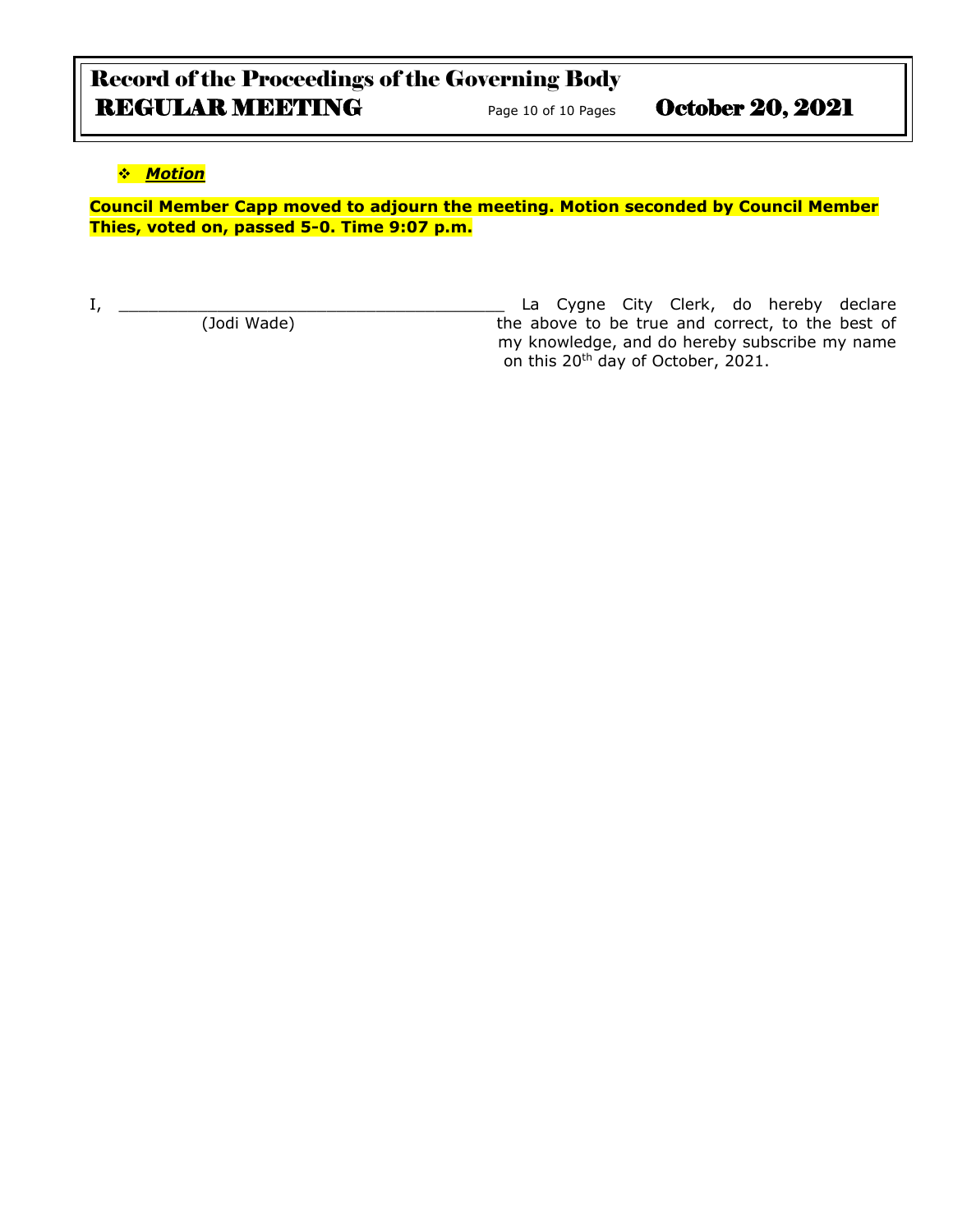- ***Motion***

**Council Member Capp moved to adjourn the meeting. Motion seconded by Council Member Thies, voted on, passed 5-0. Time 9:07 p.m.**

I, ________________________________________ La Cygne City Clerk, do hereby declare the above to be true and correct, to the best of my knowledge, and do hereby subscribe my name on this 20th day of October, 2021.

(Jodi Wade)